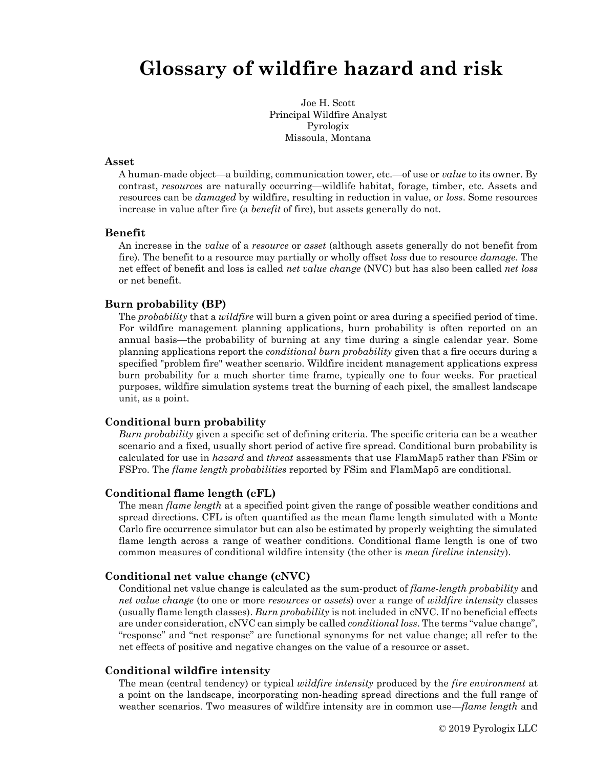# Glossary of wildfire hazard and risk

Joe H. Scott
Principal Wildfire Analyst
Pyrologix
Missoula, Montana

### Asset

A human-made object—a building, communication tower, etc.—of use or *value* to its owner. By contrast, *resources* are naturally occurring—wildlife habitat, forage, timber, etc. Assets and resources can be *damaged* by wildfire, resulting in reduction in value, or *loss*. Some resources increase in value after fire (a *benefit* of fire), but assets generally do not.

### Benefit

An increase in the *value* of a *resource* or *asset* (although assets generally do not benefit from fire). The benefit to a resource may partially or wholly offset *loss* due to resource *damage*. The net effect of benefit and loss is called *net value change* (NVC) but has also been called *net loss* or net benefit.

### Burn probability (BP)

The *probability* that a *wildfire* will burn a given point or area during a specified period of time. For wildfire management planning applications, burn probability is often reported on an annual basis—the probability of burning at any time during a single calendar year. Some planning applications report the *conditional burn probability* given that a fire occurs during a specified "problem fire" weather scenario. Wildfire incident management applications express burn probability for a much shorter time frame, typically one to four weeks. For practical purposes, wildfire simulation systems treat the burning of each pixel, the smallest landscape unit, as a point.

### Conditional burn probability

*Burn probability* given a specific set of defining criteria. The specific criteria can be a weather scenario and a fixed, usually short period of active fire spread. Conditional burn probability is calculated for use in *hazard* and *threat* assessments that use FlamMap5 rather than FSim or FSPro. The *flame length probabilities* reported by FSim and FlamMap5 are conditional.

### Conditional flame length (cFL)

The mean *flame length* at a specified point given the range of possible weather conditions and spread directions. CFL is often quantified as the mean flame length simulated with a Monte Carlo fire occurrence simulator but can also be estimated by properly weighting the simulated flame length across a range of weather conditions. Conditional flame length is one of two common measures of conditional wildfire intensity (the other is *mean fireline intensity*).

### Conditional net value change (cNVC)

Conditional net value change is calculated as the sum-product of *flame-length probability* and *net value change* (to one or more *resources* or *assets*) over a range of *wildfire intensity* classes (usually flame length classes). *Burn probability* is not included in cNVC. If no beneficial effects are under consideration, cNVC can simply be called *conditional loss*. The terms "value change", "response" and "net response" are functional synonyms for net value change; all refer to the net effects of positive and negative changes on the value of a resource or asset.

### Conditional wildfire intensity

The mean (central tendency) or typical *wildfire intensity* produced by the *fire environment* at a point on the landscape, incorporating non-heading spread directions and the full range of weather scenarios. Two measures of wildfire intensity are in common use—*flame length* and

© 2019 Pyrologix LLC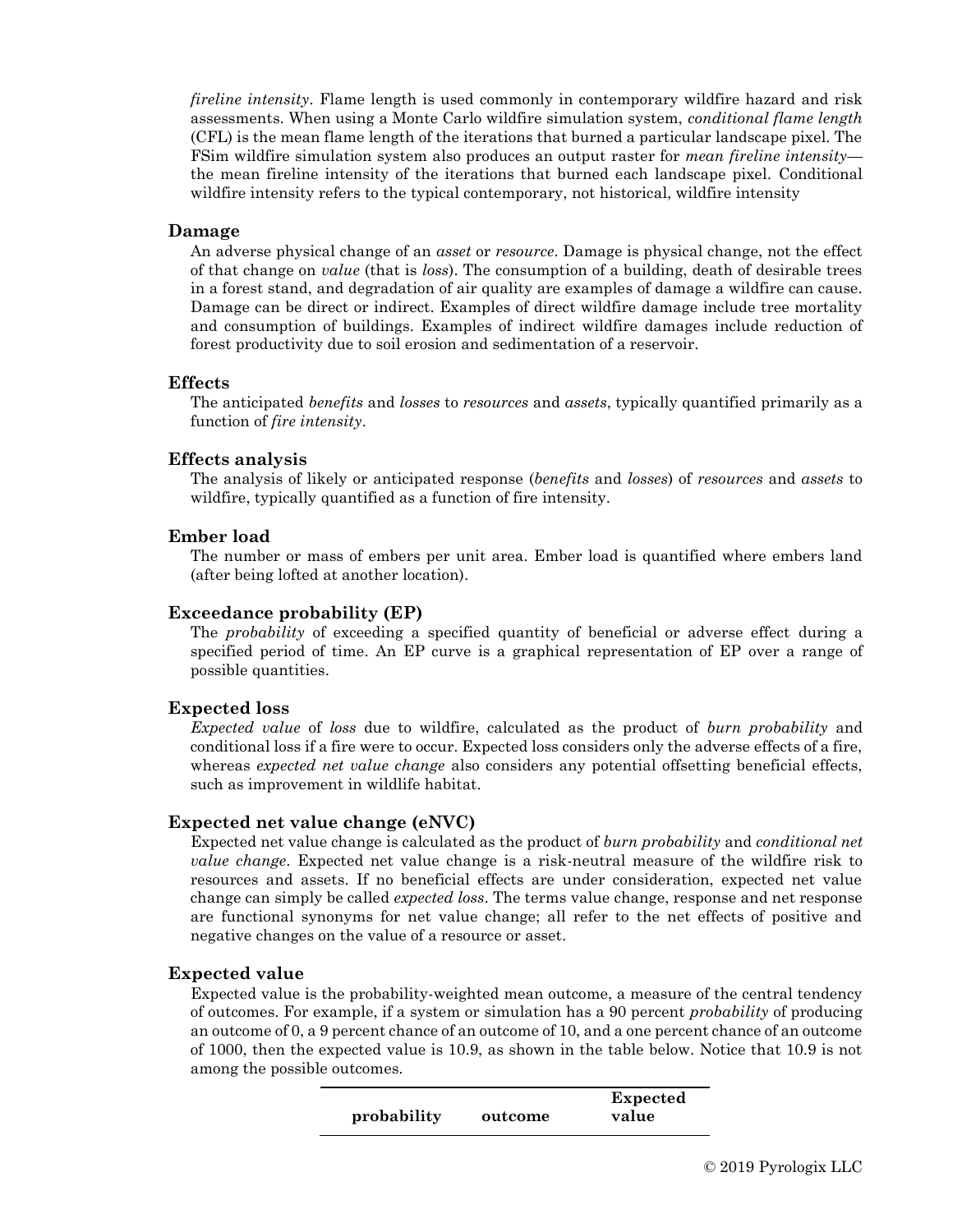*fireline intensity*. Flame length is used commonly in contemporary wildfire hazard and risk assessments. When using a Monte Carlo wildfire simulation system, *conditional flame length* (CFL) is the mean flame length of the iterations that burned a particular landscape pixel. The FSim wildfire simulation system also produces an output raster for *mean fireline intensity*—the mean fireline intensity of the iterations that burned each landscape pixel. Conditional wildfire intensity refers to the typical contemporary, not historical, wildfire intensity

### Damage

An adverse physical change of an *asset* or *resource*. Damage is physical change, not the effect of that change on *value* (that is *loss*). The consumption of a building, death of desirable trees in a forest stand, and degradation of air quality are examples of damage a wildfire can cause. Damage can be direct or indirect. Examples of direct wildfire damage include tree mortality and consumption of buildings. Examples of indirect wildfire damages include reduction of forest productivity due to soil erosion and sedimentation of a reservoir.

### Effects

The anticipated *benefits* and *losses* to *resources* and *assets*, typically quantified primarily as a function of *fire intensity*.

### Effects analysis

The analysis of likely or anticipated response (*benefits* and *losses*) of *resources* and *assets* to wildfire, typically quantified as a function of fire intensity.

### Ember load

The number or mass of embers per unit area. Ember load is quantified where embers land (after being lofted at another location).

### Exceedance probability (EP)

The *probability* of exceeding a specified quantity of beneficial or adverse effect during a specified period of time. An EP curve is a graphical representation of EP over a range of possible quantities.

### Expected loss

*Expected value* of *loss* due to wildfire, calculated as the product of *burn probability* and conditional loss if a fire were to occur. Expected loss considers only the adverse effects of a fire, whereas *expected net value change* also considers any potential offsetting beneficial effects, such as improvement in wildlife habitat.

### Expected net value change (eNVC)

Expected net value change is calculated as the product of *burn probability* and *conditional net value change*. Expected net value change is a risk-neutral measure of the wildfire risk to resources and assets. If no beneficial effects are under consideration, expected net value change can simply be called *expected loss*. The terms value change, response and net response are functional synonyms for net value change; all refer to the net effects of positive and negative changes on the value of a resource or asset.

### Expected value

Expected value is the probability-weighted mean outcome, a measure of the central tendency of outcomes. For example, if a system or simulation has a 90 percent *probability* of producing an outcome of 0, a 9 percent chance of an outcome of 10, and a one percent chance of an outcome of 1000, then the expected value is 10.9, as shown in the table below. Notice that 10.9 is not among the possible outcomes.

| probability | outcome | Expected value |
|---|---|---|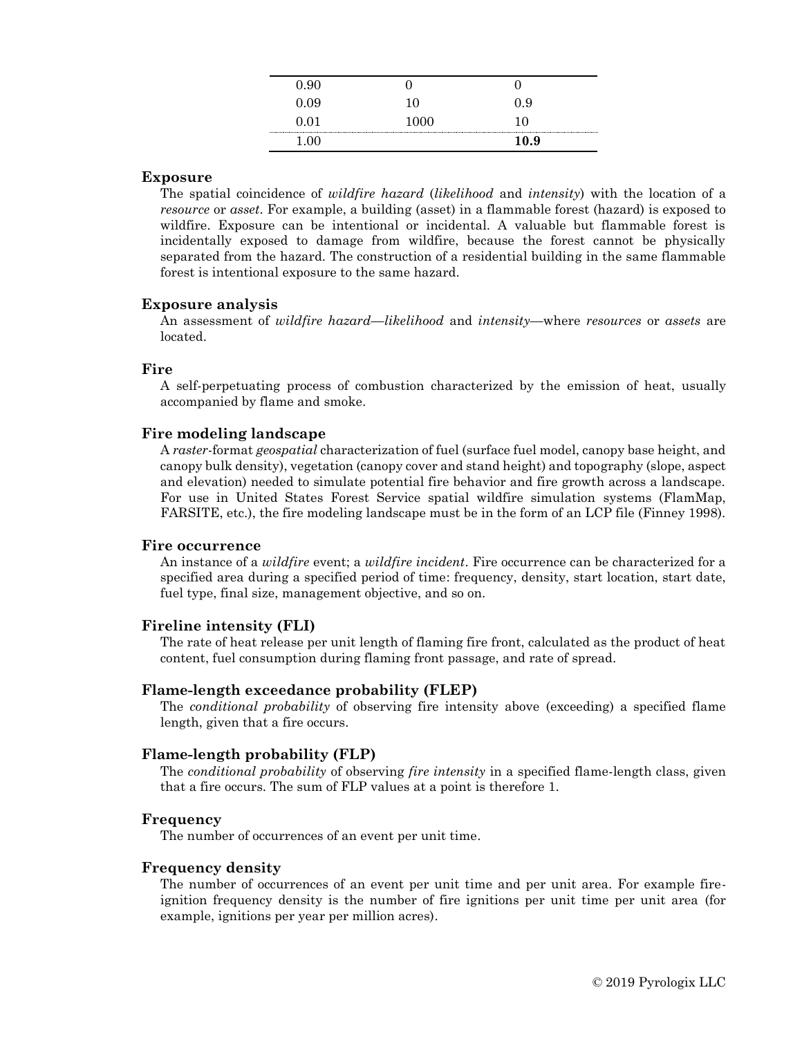| | | |
|---|---|---|
| 0.90 | 0 | 0 |
| 0.09 | 10 | 0.9 |
| 0.01 | 1000 | 10 |
| 1.00 | | **10.9** |

### Exposure

The spatial coincidence of *wildfire hazard* (*likelihood* and *intensity*) with the location of a *resource* or *asset*. For example, a building (asset) in a flammable forest (hazard) is exposed to wildfire. Exposure can be intentional or incidental. A valuable but flammable forest is incidentally exposed to damage from wildfire, because the forest cannot be physically separated from the hazard. The construction of a residential building in the same flammable forest is intentional exposure to the same hazard.

### Exposure analysis

An assessment of *wildfire hazard—likelihood* and *intensity*—where *resources* or *assets* are located.

### Fire

A self-perpetuating process of combustion characterized by the emission of heat, usually accompanied by flame and smoke.

### Fire modeling landscape

A *raster*-format *geospatial* characterization of fuel (surface fuel model, canopy base height, and canopy bulk density), vegetation (canopy cover and stand height) and topography (slope, aspect and elevation) needed to simulate potential fire behavior and fire growth across a landscape. For use in United States Forest Service spatial wildfire simulation systems (FlamMap, FARSITE, etc.), the fire modeling landscape must be in the form of an LCP file (Finney 1998).

### Fire occurrence

An instance of a *wildfire* event; a *wildfire incident*. Fire occurrence can be characterized for a specified area during a specified period of time: frequency, density, start location, start date, fuel type, final size, management objective, and so on.

### Fireline intensity (FLI)

The rate of heat release per unit length of flaming fire front, calculated as the product of heat content, fuel consumption during flaming front passage, and rate of spread.

### Flame-length exceedance probability (FLEP)

The *conditional probability* of observing fire intensity above (exceeding) a specified flame length, given that a fire occurs.

### Flame-length probability (FLP)

The *conditional probability* of observing *fire intensity* in a specified flame-length class, given that a fire occurs. The sum of FLP values at a point is therefore 1.

### Frequency

The number of occurrences of an event per unit time.

### Frequency density

The number of occurrences of an event per unit time and per unit area. For example fire-ignition frequency density is the number of fire ignitions per unit time per unit area (for example, ignitions per year per million acres).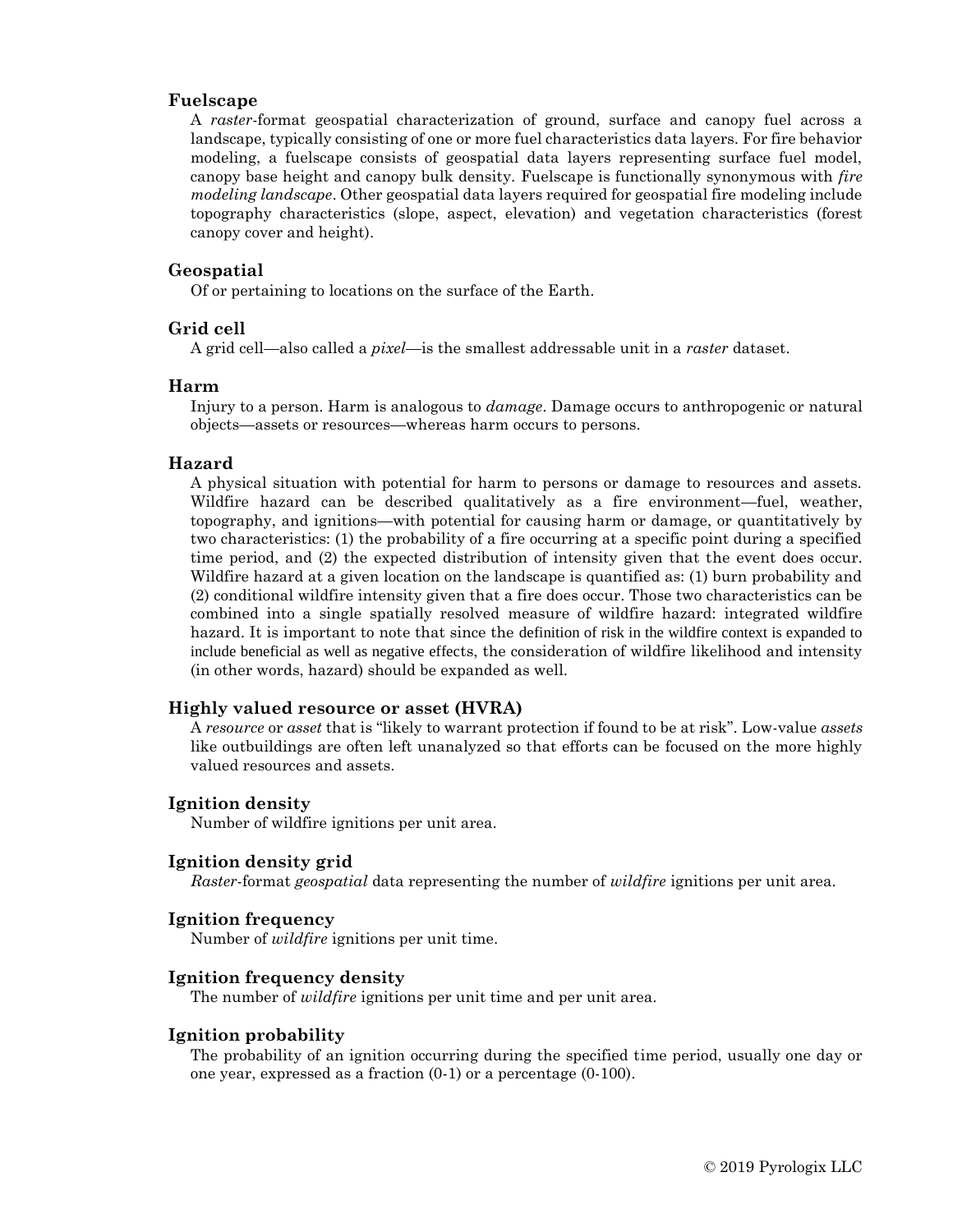### Fuelscape

A *raster*-format geospatial characterization of ground, surface and canopy fuel across a landscape, typically consisting of one or more fuel characteristics data layers. For fire behavior modeling, a fuelscape consists of geospatial data layers representing surface fuel model, canopy base height and canopy bulk density. Fuelscape is functionally synonymous with *fire modeling landscape*. Other geospatial data layers required for geospatial fire modeling include topography characteristics (slope, aspect, elevation) and vegetation characteristics (forest canopy cover and height).

### Geospatial

Of or pertaining to locations on the surface of the Earth.

### Grid cell

A grid cell—also called a *pixel*—is the smallest addressable unit in a *raster* dataset.

### Harm

Injury to a person. Harm is analogous to *damage*. Damage occurs to anthropogenic or natural objects—assets or resources—whereas harm occurs to persons.

### Hazard

A physical situation with potential for harm to persons or damage to resources and assets. Wildfire hazard can be described qualitatively as a fire environment—fuel, weather, topography, and ignitions—with potential for causing harm or damage, or quantitatively by two characteristics: (1) the probability of a fire occurring at a specific point during a specified time period, and (2) the expected distribution of intensity given that the event does occur. Wildfire hazard at a given location on the landscape is quantified as: (1) burn probability and (2) conditional wildfire intensity given that a fire does occur. Those two characteristics can be combined into a single spatially resolved measure of wildfire hazard: integrated wildfire hazard. It is important to note that since the definition of risk in the wildfire context is expanded to include beneficial as well as negative effects, the consideration of wildfire likelihood and intensity (in other words, hazard) should be expanded as well.

### Highly valued resource or asset (HVRA)

A *resource* or *asset* that is "likely to warrant protection if found to be at risk". Low-value *assets* like outbuildings are often left unanalyzed so that efforts can be focused on the more highly valued resources and assets.

### Ignition density

Number of wildfire ignitions per unit area.

### Ignition density grid

*Raster*-format *geospatial* data representing the number of *wildfire* ignitions per unit area.

### Ignition frequency

Number of *wildfire* ignitions per unit time.

### Ignition frequency density

The number of *wildfire* ignitions per unit time and per unit area.

### Ignition probability

The probability of an ignition occurring during the specified time period, usually one day or one year, expressed as a fraction (0-1) or a percentage (0-100).

© 2019 Pyrologix LLC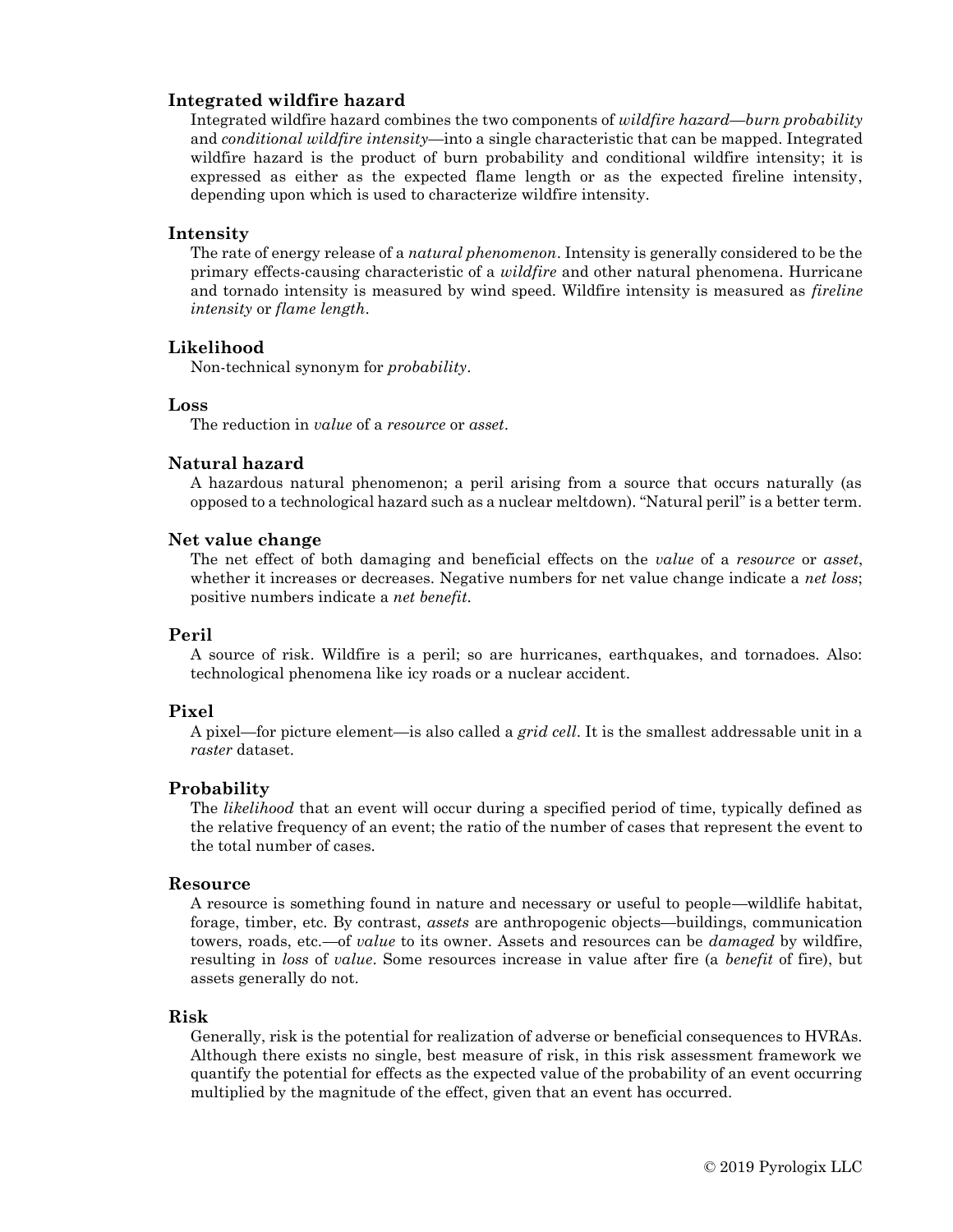**Integrated wildfire hazard**

Integrated wildfire hazard combines the two components of *wildfire hazard—burn probability* and *conditional wildfire intensity*—into a single characteristic that can be mapped. Integrated wildfire hazard is the product of burn probability and conditional wildfire intensity; it is expressed as either as the expected flame length or as the expected fireline intensity, depending upon which is used to characterize wildfire intensity.

**Intensity**

The rate of energy release of a *natural phenomenon*. Intensity is generally considered to be the primary effects-causing characteristic of a *wildfire* and other natural phenomena. Hurricane and tornado intensity is measured by wind speed. Wildfire intensity is measured as *fireline intensity* or *flame length*.

**Likelihood**

Non-technical synonym for *probability*.

**Loss**

The reduction in *value* of a *resource* or *asset*.

**Natural hazard**

A hazardous natural phenomenon; a peril arising from a source that occurs naturally (as opposed to a technological hazard such as a nuclear meltdown). "Natural peril" is a better term.

**Net value change**

The net effect of both damaging and beneficial effects on the *value* of a *resource* or *asset*, whether it increases or decreases. Negative numbers for net value change indicate a *net loss*; positive numbers indicate a *net benefit*.

**Peril**

A source of risk. Wildfire is a peril; so are hurricanes, earthquakes, and tornadoes. Also: technological phenomena like icy roads or a nuclear accident.

**Pixel**

A pixel—for picture element—is also called a *grid cell*. It is the smallest addressable unit in a *raster* dataset.

**Probability**

The *likelihood* that an event will occur during a specified period of time, typically defined as the relative frequency of an event; the ratio of the number of cases that represent the event to the total number of cases.

**Resource**

A resource is something found in nature and necessary or useful to people—wildlife habitat, forage, timber, etc. By contrast, *assets* are anthropogenic objects—buildings, communication towers, roads, etc.—of *value* to its owner. Assets and resources can be *damaged* by wildfire, resulting in *loss* of *value*. Some resources increase in value after fire (a *benefit* of fire), but assets generally do not.

**Risk**

Generally, risk is the potential for realization of adverse or beneficial consequences to HVRAs. Although there exists no single, best measure of risk, in this risk assessment framework we quantify the potential for effects as the expected value of the probability of an event occurring multiplied by the magnitude of the effect, given that an event has occurred.

© 2019 Pyrologix LLC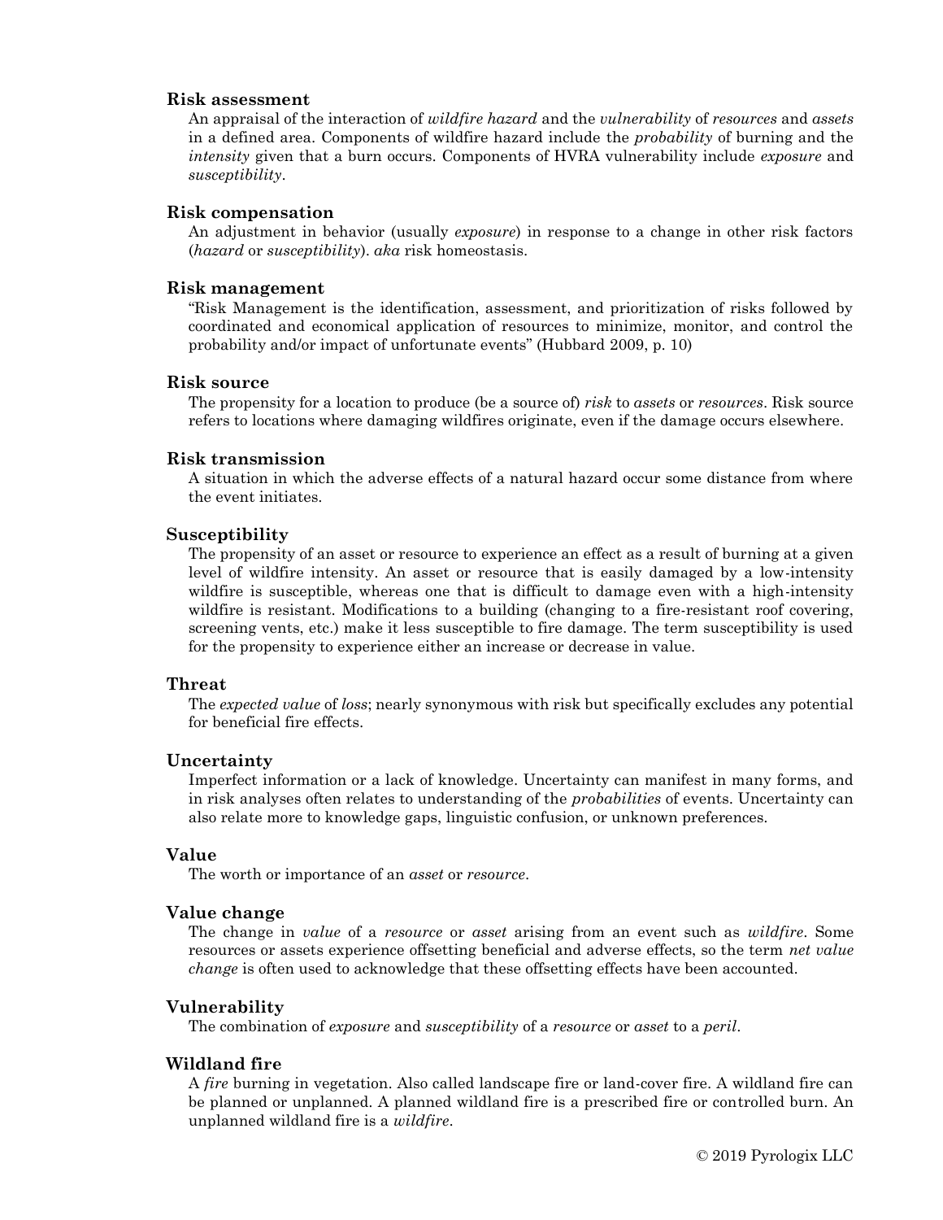**Risk assessment**

An appraisal of the interaction of *wildfire hazard* and the *vulnerability* of *resources* and *assets* in a defined area. Components of wildfire hazard include the *probability* of burning and the *intensity* given that a burn occurs. Components of HVRA vulnerability include *exposure* and *susceptibility*.

**Risk compensation**

An adjustment in behavior (usually *exposure*) in response to a change in other risk factors (*hazard* or *susceptibility*). *aka* risk homeostasis.

**Risk management**

"Risk Management is the identification, assessment, and prioritization of risks followed by coordinated and economical application of resources to minimize, monitor, and control the probability and/or impact of unfortunate events" (Hubbard 2009, p. 10)

**Risk source**

The propensity for a location to produce (be a source of) *risk* to *assets* or *resources*. Risk source refers to locations where damaging wildfires originate, even if the damage occurs elsewhere.

**Risk transmission**

A situation in which the adverse effects of a natural hazard occur some distance from where the event initiates.

**Susceptibility**

The propensity of an asset or resource to experience an effect as a result of burning at a given level of wildfire intensity. An asset or resource that is easily damaged by a low-intensity wildfire is susceptible, whereas one that is difficult to damage even with a high-intensity wildfire is resistant. Modifications to a building (changing to a fire-resistant roof covering, screening vents, etc.) make it less susceptible to fire damage. The term susceptibility is used for the propensity to experience either an increase or decrease in value.

**Threat**

The *expected value* of *loss*; nearly synonymous with risk but specifically excludes any potential for beneficial fire effects.

**Uncertainty**

Imperfect information or a lack of knowledge. Uncertainty can manifest in many forms, and in risk analyses often relates to understanding of the *probabilities* of events. Uncertainty can also relate more to knowledge gaps, linguistic confusion, or unknown preferences.

**Value**

The worth or importance of an *asset* or *resource*.

**Value change**

The change in *value* of a *resource* or *asset* arising from an event such as *wildfire*. Some resources or assets experience offsetting beneficial and adverse effects, so the term *net value change* is often used to acknowledge that these offsetting effects have been accounted.

**Vulnerability**

The combination of *exposure* and *susceptibility* of a *resource* or *asset* to a *peril*.

**Wildland fire**

A *fire* burning in vegetation. Also called landscape fire or land-cover fire. A wildland fire can be planned or unplanned. A planned wildland fire is a prescribed fire or controlled burn. An unplanned wildland fire is a *wildfire*.

© 2019 Pyrologix LLC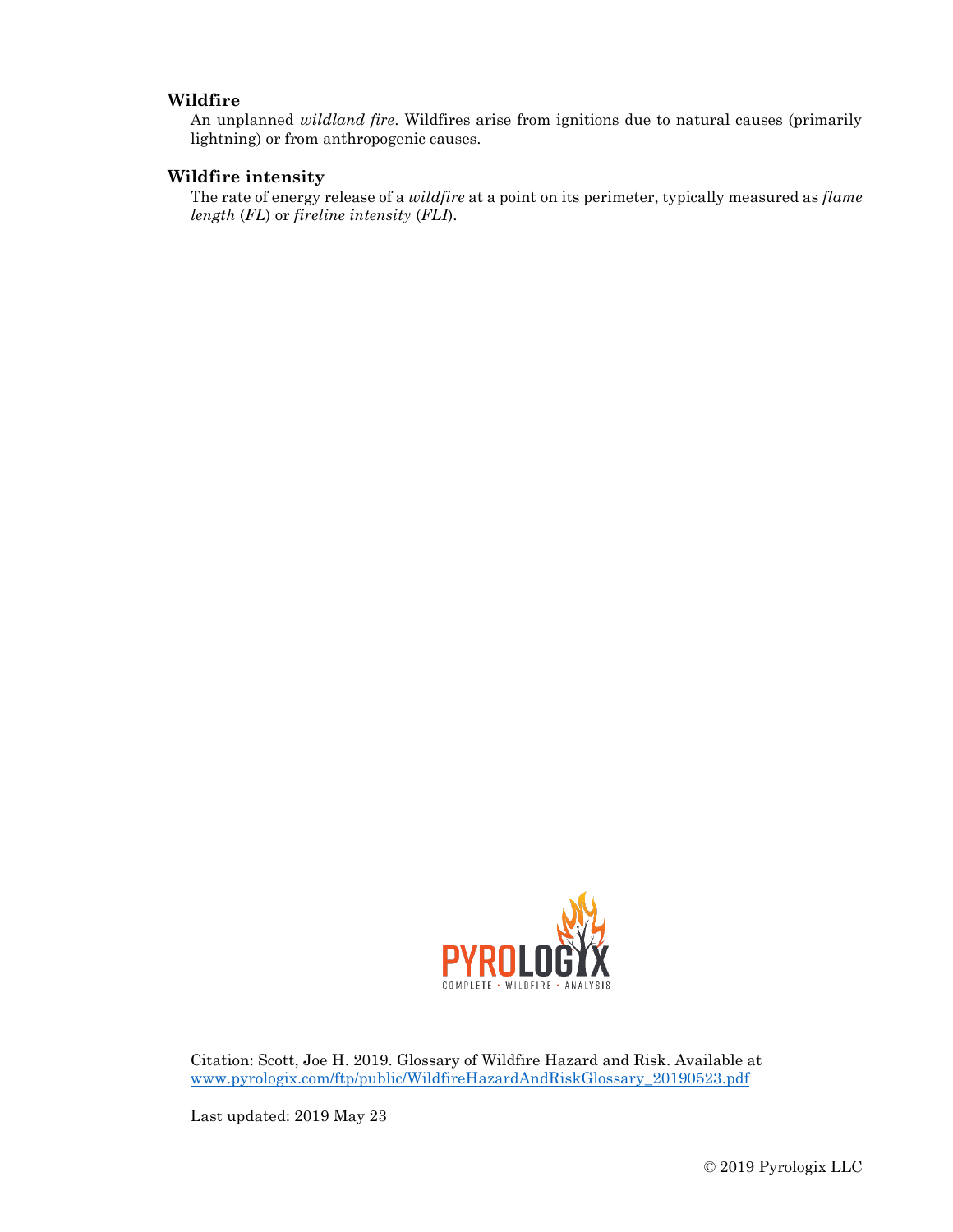**Wildfire**

An unplanned *wildland fire*. Wildfires arise from ignitions due to natural causes (primarily lightning) or from anthropogenic causes.

**Wildfire intensity**

The rate of energy release of a *wildfire* at a point on its perimeter, typically measured as *flame length* (*FL*) or *fireline intensity* (*FLI*).

PYROLOGIX
COMPLETE · WILDFIRE · ANALYSIS

Citation: Scott, Joe H. 2019. Glossary of Wildfire Hazard and Risk. Available at www.pyrologix.com/ftp/public/WildfireHazardAndRiskGlossary_20190523.pdf

Last updated: 2019 May 23

© 2019 Pyrologix LLC